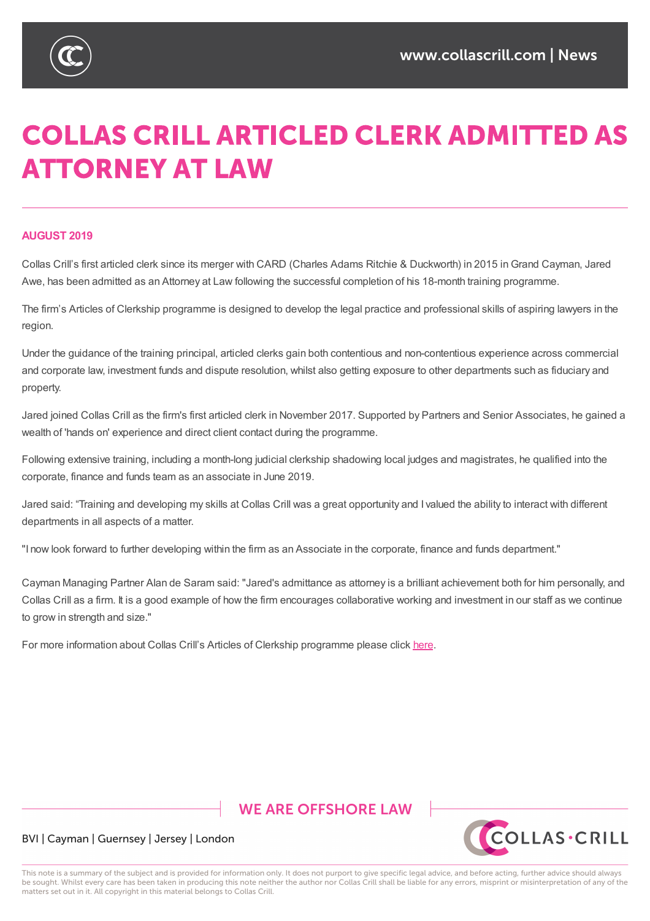# COLLAS CRILL ARTICLED CLERK ADMITTED AS ATTORNEY AT LAW

**AUGUST 2019**

Collas Crill's first articled clerk since its merger with CARD (Charles Adams Ritchie & Duckworth) in 2015 in Grand Cayman, Jared Awe, has been admitted as an Attorney at Law following the successful completion of his 18-month training programme.

The firm's Articles of Clerkship programme is designed to develop the legal practice and professional skills of aspiring lawyers in the region.

Under the guidance of the training principal, articled clerks gain both contentious and non-contentious experience across commercial and corporate law, investment funds and dispute resolution, whilst also getting exposure to other departments such as fiduciary and property.

Jared joined Collas Crill as the firm's first articled clerk in November 2017. Supported by Partners and Senior Associates, he gained a wealth of 'hands on' experience and direct client contact during the programme.

Following extensive training, including a month-long judicial clerkship shadowing local judges and magistrates, he qualified into the corporate, finance and funds team as an associate in June 2019.

Jared said: "Training and developing my skills at Collas Crill was a great opportunity and I valued the ability to interact with different departments in all aspects of a matter.

"I now look forward to further developing within the firm as an Associate in the corporate, finance and funds department."

Cayman Managing Partner Alan de Saram said: "Jared's admittance as attorney is a brilliant achievement both for him personally, and Collas Crill as a firm. It is a good example of how the firm encourages collaborative working and investment in our staff as we continue to grow in strength and size."

For more information about Collas Crill's Articles of Clerkship programme please click here.

WE ARE OFFSHORE LAW

BVI | Cayman | Guernsey | Jersey | London

This note is a summary of the subject and is provided for information only. It does not purport to give specific legal advice, and before acting, further advice should always be sought. Whilst every care has been taken in producing this note neither the author nor Collas Crill shall be liable for any errors, misprint or misinterpretation of any of the matters set out in it. All copyright in this material belongs to Collas Crill.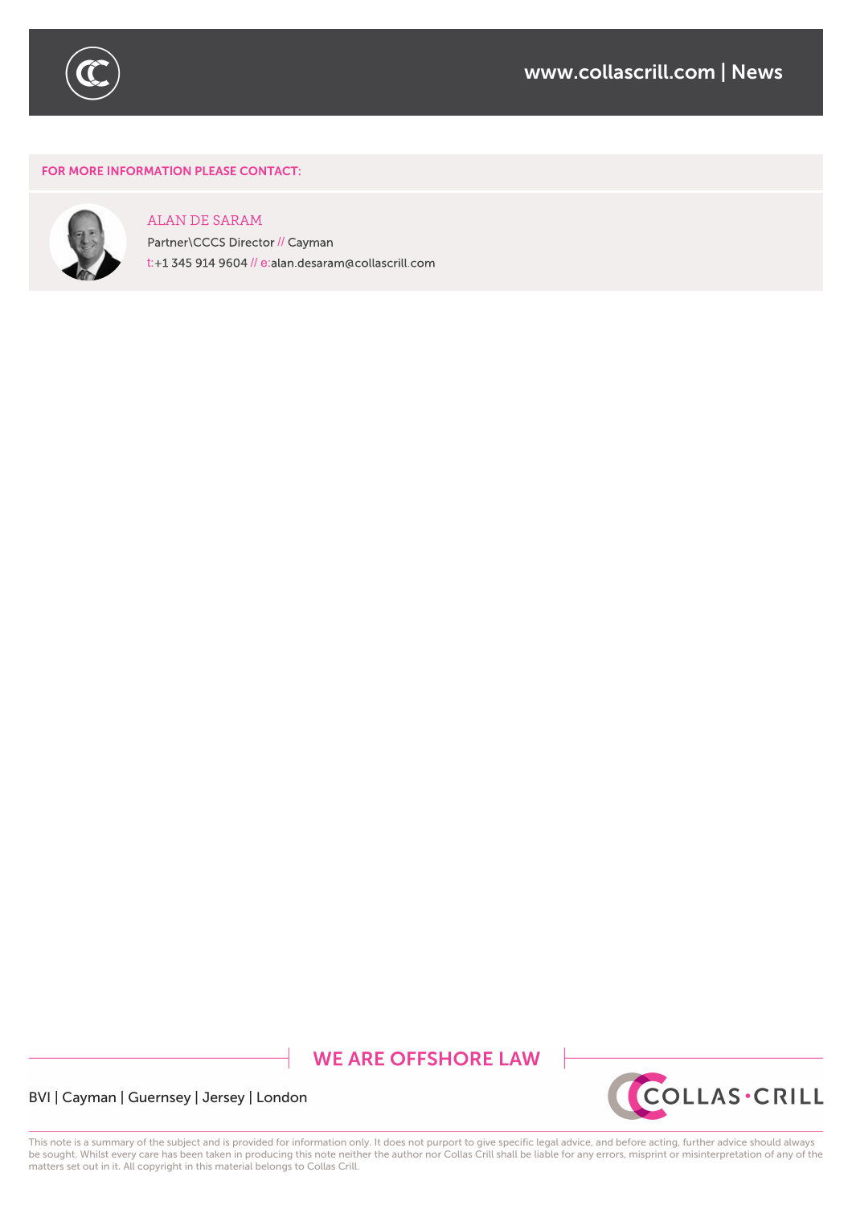www.collascrill.com | News

FOR MORE INFORMATION PLEASE CONTACT:

ALAN DE SARAM

Partner\CCCS Director // Cayman

t:+1 345 914 9604 // e:alan.desaram@collascrill.com

WE ARE OFFSHORE LAW

BVI | Cayman | Guernsey | Jersey | London

COLLAS·CRILL

This note is a summary of the subject and is provided for information only. It does not purport to give specific legal advice, and before acting, further advice should always be sought. Whilst every care has been taken in producing this note neither the author nor Collas Crill shall be liable for any errors, misprint or misinterpretation of any of the matters set out in it. All copyright in this material belongs to Collas Crill.